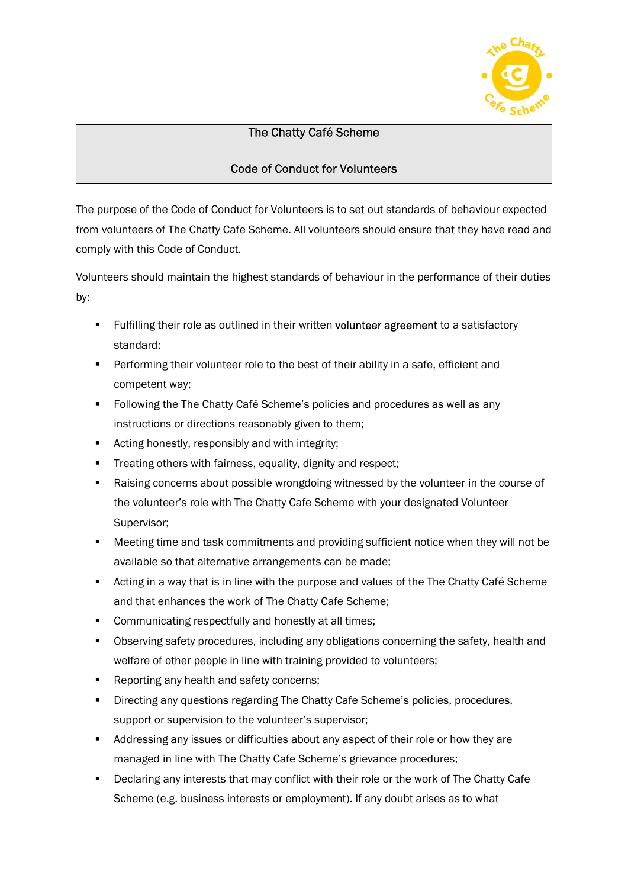# The Chatty Café Scheme

## Code of Conduct for Volunteers

The purpose of the Code of Conduct for Volunteers is to set out standards of behaviour expected from volunteers of The Chatty Cafe Scheme. All volunteers should ensure that they have read and comply with this Code of Conduct.

Volunteers should maintain the highest standards of behaviour in the performance of their duties by:

- Fulfilling their role as outlined in their written volunteer agreement to a satisfactory standard;
- Performing their volunteer role to the best of their ability in a safe, efficient and competent way;
- Following the The Chatty Café Scheme's policies and procedures as well as any instructions or directions reasonably given to them;
- Acting honestly, responsibly and with integrity;
- Treating others with fairness, equality, dignity and respect;
- Raising concerns about possible wrongdoing witnessed by the volunteer in the course of the volunteer's role with The Chatty Cafe Scheme with your designated Volunteer Supervisor;
- Meeting time and task commitments and providing sufficient notice when they will not be available so that alternative arrangements can be made;
- Acting in a way that is in line with the purpose and values of the The Chatty Café Scheme and that enhances the work of The Chatty Cafe Scheme;
- Communicating respectfully and honestly at all times;
- Observing safety procedures, including any obligations concerning the safety, health and welfare of other people in line with training provided to volunteers;
- Reporting any health and safety concerns;
- Directing any questions regarding The Chatty Cafe Scheme's policies, procedures, support or supervision to the volunteer's supervisor;
- Addressing any issues or difficulties about any aspect of their role or how they are managed in line with The Chatty Cafe Scheme's grievance procedures;
- Declaring any interests that may conflict with their role or the work of The Chatty Cafe Scheme (e.g. business interests or employment). If any doubt arises as to what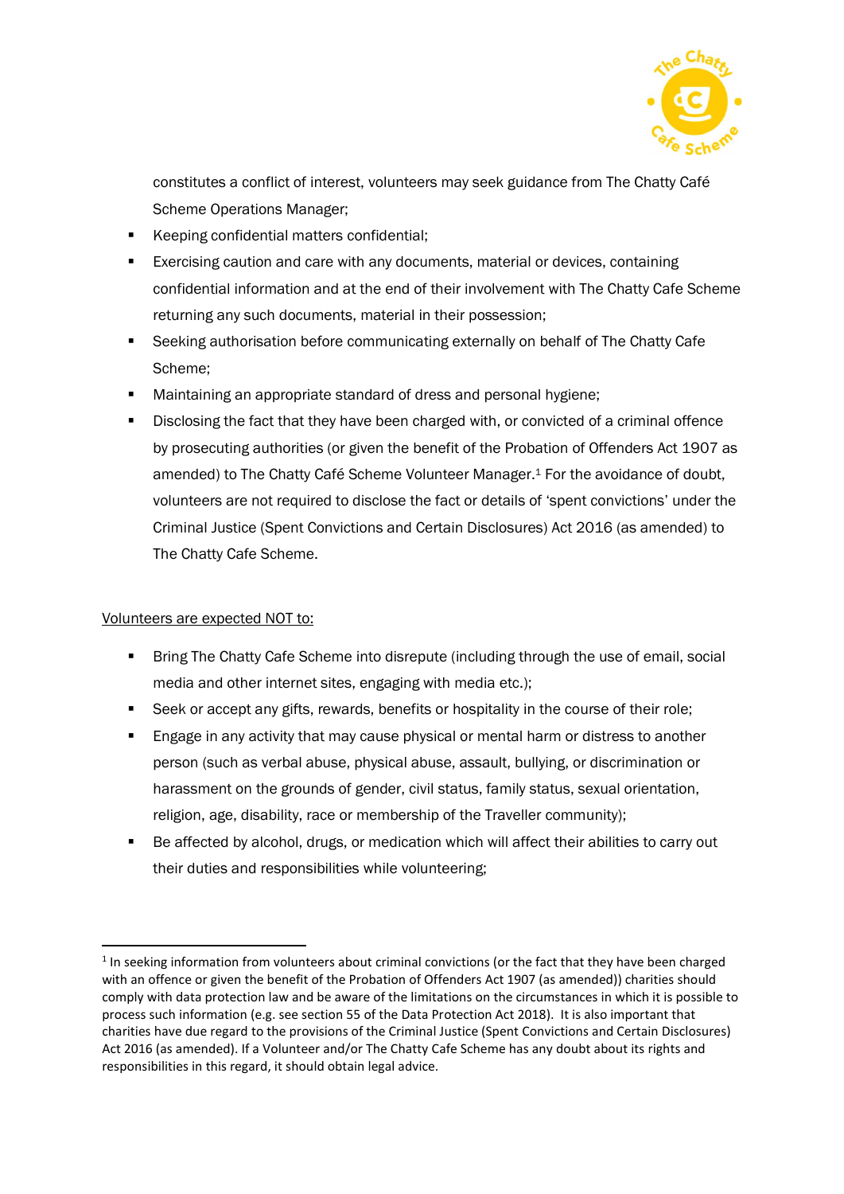constitutes a conflict of interest, volunteers may seek guidance from The Chatty Café Scheme Operations Manager;

- Keeping confidential matters confidential;
- Exercising caution and care with any documents, material or devices, containing confidential information and at the end of their involvement with The Chatty Cafe Scheme returning any such documents, material in their possession;
- Seeking authorisation before communicating externally on behalf of The Chatty Cafe Scheme;
- Maintaining an appropriate standard of dress and personal hygiene;
- Disclosing the fact that they have been charged with, or convicted of a criminal offence by prosecuting authorities (or given the benefit of the Probation of Offenders Act 1907 as amended) to The Chatty Café Scheme Volunteer Manager.[1] For the avoidance of doubt, volunteers are not required to disclose the fact or details of 'spent convictions' under the Criminal Justice (Spent Convictions and Certain Disclosures) Act 2016 (as amended) to The Chatty Cafe Scheme.

<u>Volunteers are expected NOT to:</u>

- Bring The Chatty Cafe Scheme into disrepute (including through the use of email, social media and other internet sites, engaging with media etc.);
- Seek or accept any gifts, rewards, benefits or hospitality in the course of their role;
- Engage in any activity that may cause physical or mental harm or distress to another person (such as verbal abuse, physical abuse, assault, bullying, or discrimination or harassment on the grounds of gender, civil status, family status, sexual orientation, religion, age, disability, race or membership of the Traveller community);
- Be affected by alcohol, drugs, or medication which will affect their abilities to carry out their duties and responsibilities while volunteering;

[1] In seeking information from volunteers about criminal convictions (or the fact that they have been charged with an offence or given the benefit of the Probation of Offenders Act 1907 (as amended)) charities should comply with data protection law and be aware of the limitations on the circumstances in which it is possible to process such information (e.g. see section 55 of the Data Protection Act 2018). It is also important that charities have due regard to the provisions of the Criminal Justice (Spent Convictions and Certain Disclosures) Act 2016 (as amended). If a Volunteer and/or The Chatty Cafe Scheme has any doubt about its rights and responsibilities in this regard, it should obtain legal advice.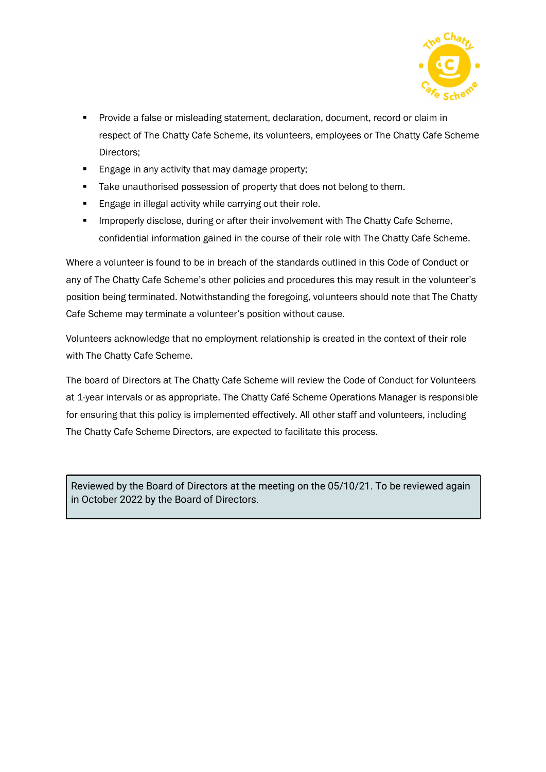- Provide a false or misleading statement, declaration, document, record or claim in respect of The Chatty Cafe Scheme, its volunteers, employees or The Chatty Cafe Scheme Directors;
- Engage in any activity that may damage property;
- Take unauthorised possession of property that does not belong to them.
- Engage in illegal activity while carrying out their role.
- Improperly disclose, during or after their involvement with The Chatty Cafe Scheme, confidential information gained in the course of their role with The Chatty Cafe Scheme.

Where a volunteer is found to be in breach of the standards outlined in this Code of Conduct or any of The Chatty Cafe Scheme's other policies and procedures this may result in the volunteer's position being terminated. Notwithstanding the foregoing, volunteers should note that The Chatty Cafe Scheme may terminate a volunteer's position without cause.

Volunteers acknowledge that no employment relationship is created in the context of their role with The Chatty Cafe Scheme.

The board of Directors at The Chatty Cafe Scheme will review the Code of Conduct for Volunteers at 1-year intervals or as appropriate. The Chatty Café Scheme Operations Manager is responsible for ensuring that this policy is implemented effectively. All other staff and volunteers, including The Chatty Cafe Scheme Directors, are expected to facilitate this process.

Reviewed by the Board of Directors at the meeting on the 05/10/21. To be reviewed again in October 2022 by the Board of Directors.